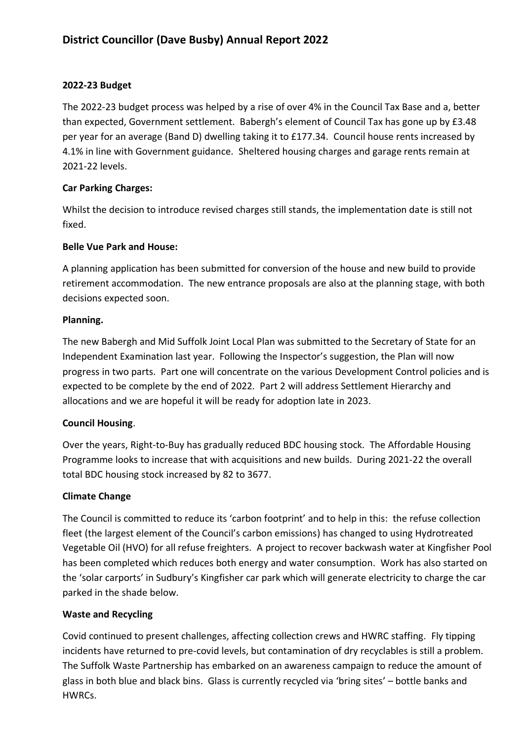# District Councillor (Dave Busby) Annual Report 2022

**2022-23 Budget**

The 2022-23 budget process was helped by a rise of over 4% in the Council Tax Base and a, better than expected, Government settlement. Babergh's element of Council Tax has gone up by £3.48 per year for an average (Band D) dwelling taking it to £177.34. Council house rents increased by 4.1% in line with Government guidance. Sheltered housing charges and garage rents remain at 2021-22 levels.

**Car Parking Charges:**

Whilst the decision to introduce revised charges still stands, the implementation date is still not fixed.

**Belle Vue Park and House:**

A planning application has been submitted for conversion of the house and new build to provide retirement accommodation. The new entrance proposals are also at the planning stage, with both decisions expected soon.

**Planning.**

The new Babergh and Mid Suffolk Joint Local Plan was submitted to the Secretary of State for an Independent Examination last year. Following the Inspector's suggestion, the Plan will now progress in two parts. Part one will concentrate on the various Development Control policies and is expected to be complete by the end of 2022. Part 2 will address Settlement Hierarchy and allocations and we are hopeful it will be ready for adoption late in 2023.

**Council Housing**.

Over the years, Right-to-Buy has gradually reduced BDC housing stock. The Affordable Housing Programme looks to increase that with acquisitions and new builds. During 2021-22 the overall total BDC housing stock increased by 82 to 3677.

**Climate Change**

The Council is committed to reduce its 'carbon footprint' and to help in this: the refuse collection fleet (the largest element of the Council's carbon emissions) has changed to using Hydrotreated Vegetable Oil (HVO) for all refuse freighters. A project to recover backwash water at Kingfisher Pool has been completed which reduces both energy and water consumption. Work has also started on the 'solar carports' in Sudbury's Kingfisher car park which will generate electricity to charge the car parked in the shade below.

**Waste and Recycling**

Covid continued to present challenges, affecting collection crews and HWRC staffing. Fly tipping incidents have returned to pre-covid levels, but contamination of dry recyclables is still a problem. The Suffolk Waste Partnership has embarked on an awareness campaign to reduce the amount of glass in both blue and black bins. Glass is currently recycled via 'bring sites' – bottle banks and HWRCs.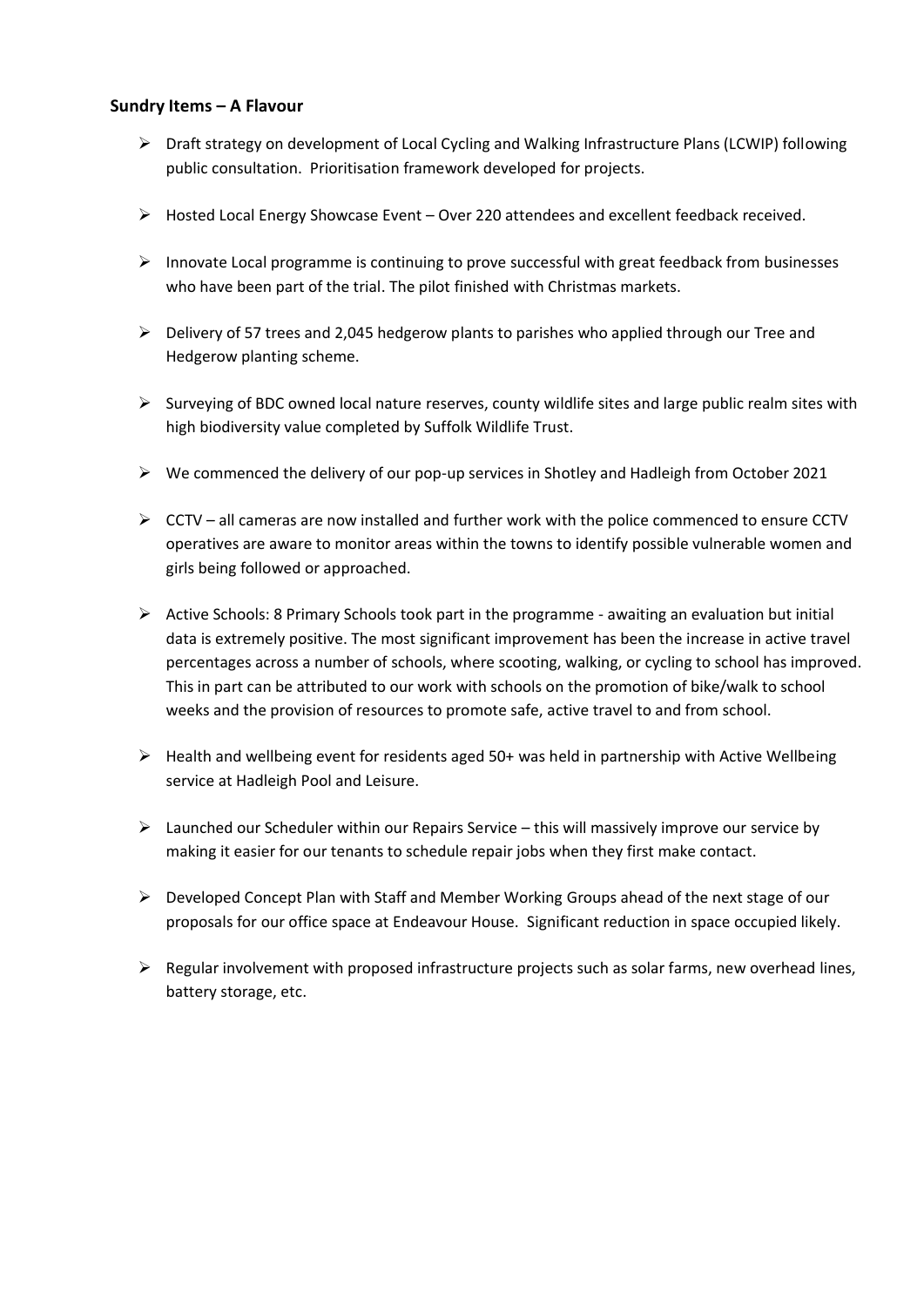**Sundry Items – A Flavour**

- Draft strategy on development of Local Cycling and Walking Infrastructure Plans (LCWIP) following public consultation. Prioritisation framework developed for projects.
- Hosted Local Energy Showcase Event – Over 220 attendees and excellent feedback received.
- Innovate Local programme is continuing to prove successful with great feedback from businesses who have been part of the trial. The pilot finished with Christmas markets.
- Delivery of 57 trees and 2,045 hedgerow plants to parishes who applied through our Tree and Hedgerow planting scheme.
- Surveying of BDC owned local nature reserves, county wildlife sites and large public realm sites with high biodiversity value completed by Suffolk Wildlife Trust.
- We commenced the delivery of our pop-up services in Shotley and Hadleigh from October 2021
- CCTV – all cameras are now installed and further work with the police commenced to ensure CCTV operatives are aware to monitor areas within the towns to identify possible vulnerable women and girls being followed or approached.
- Active Schools: 8 Primary Schools took part in the programme - awaiting an evaluation but initial data is extremely positive. The most significant improvement has been the increase in active travel percentages across a number of schools, where scooting, walking, or cycling to school has improved. This in part can be attributed to our work with schools on the promotion of bike/walk to school weeks and the provision of resources to promote safe, active travel to and from school.
- Health and wellbeing event for residents aged 50+ was held in partnership with Active Wellbeing service at Hadleigh Pool and Leisure.
- Launched our Scheduler within our Repairs Service – this will massively improve our service by making it easier for our tenants to schedule repair jobs when they first make contact.
- Developed Concept Plan with Staff and Member Working Groups ahead of the next stage of our proposals for our office space at Endeavour House. Significant reduction in space occupied likely.
- Regular involvement with proposed infrastructure projects such as solar farms, new overhead lines, battery storage, etc.